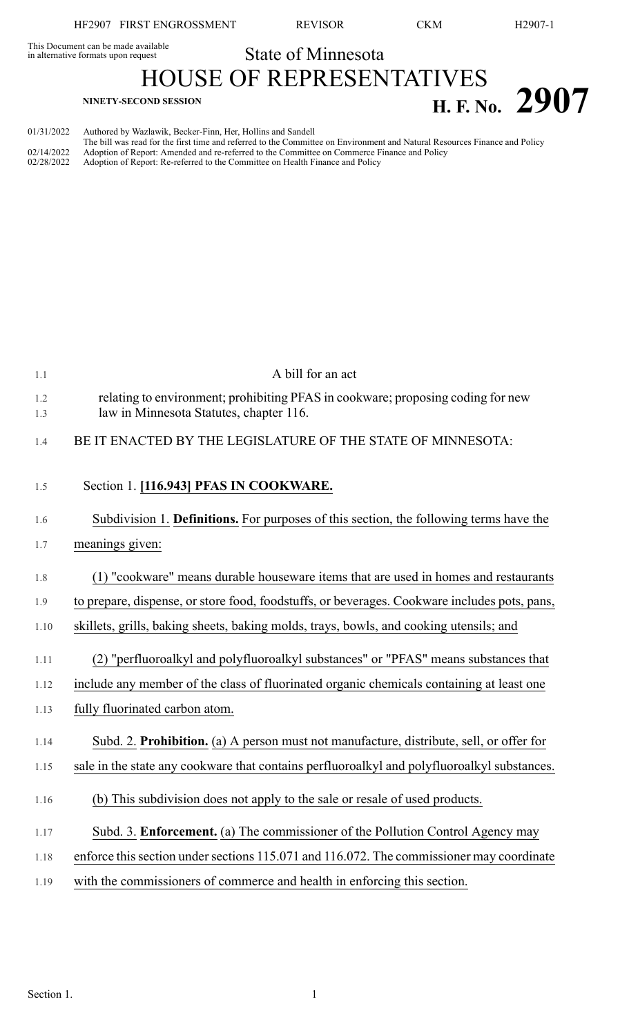This Document can be made available in alternative formats upon request

State of Minnesota

# HOUSE OF REPRESENTATIVES

NINETY-SECOND SESSION

**H. F. No. 2907**

01/31/2022 Authored by Wazlawik, Becker-Finn, Her, Hollins and Sandell
The bill was read for the first time and referred to the Committee on Environment and Natural Resources Finance and Policy
02/14/2022 Adoption of Report: Amended and re-referred to the Committee on Commerce Finance and Policy
02/28/2022 Adoption of Report: Re-referred to the Committee on Health Finance and Policy

A bill for an act

relating to environment; prohibiting PFAS in cookware; proposing coding for new law in Minnesota Statutes, chapter 116.

BE IT ENACTED BY THE LEGISLATURE OF THE STATE OF MINNESOTA:

Section 1. **[116.943] PFAS IN COOKWARE.**

Subdivision 1. **Definitions.** For purposes of this section, the following terms have the meanings given:

(1) "cookware" means durable houseware items that are used in homes and restaurants to prepare, dispense, or store food, foodstuffs, or beverages. Cookware includes pots, pans, skillets, grills, baking sheets, baking molds, trays, bowls, and cooking utensils; and

(2) "perfluoroalkyl and polyfluoroalkyl substances" or "PFAS" means substances that include any member of the class of fluorinated organic chemicals containing at least one fully fluorinated carbon atom.

Subd. 2. **Prohibition.** (a) A person must not manufacture, distribute, sell, or offer for sale in the state any cookware that contains perfluoroalkyl and polyfluoroalkyl substances.

(b) This subdivision does not apply to the sale or resale of used products.

Subd. 3. **Enforcement.** (a) The commissioner of the Pollution Control Agency may enforce this section under sections 115.071 and 116.072. The commissioner may coordinate with the commissioners of commerce and health in enforcing this section.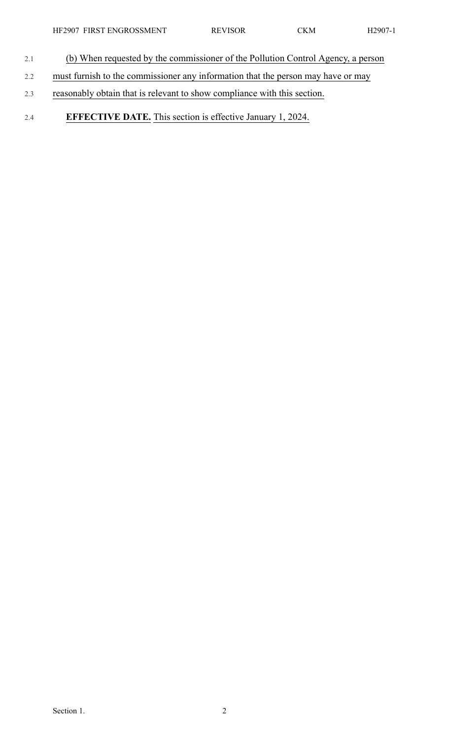(b) When requested by the commissioner of the Pollution Control Agency, a person must furnish to the commissioner any information that the person may have or may reasonably obtain that is relevant to show compliance with this section.

**EFFECTIVE DATE.** This section is effective January 1, 2024.